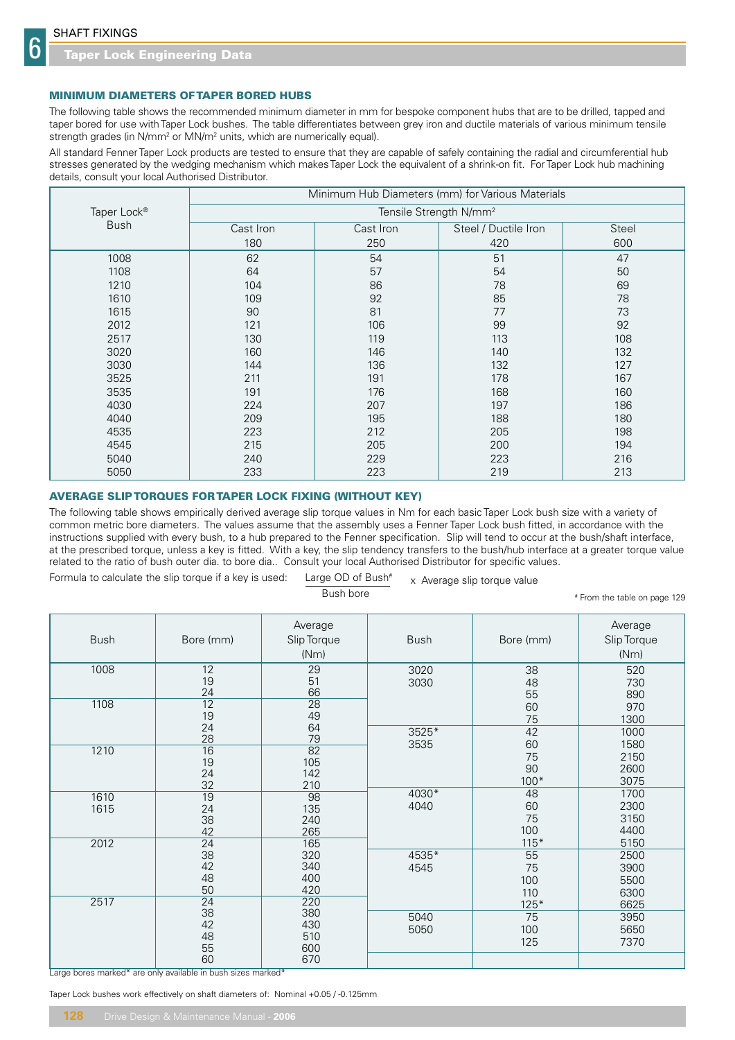# SHAFT FIXINGS

## Taper Lock Engineering Data

### MINIMUM DIAMETERS OF TAPER BORED HUBS

The following table shows the recommended minimum diameter in mm for bespoke component hubs that are to be drilled, tapped and taper bored for use with Taper Lock bushes. The table differentiates between grey iron and ductile materials of various minimum tensile strength grades (in N/mm² or MN/m² units, which are numerically equal).

All standard Fenner Taper Lock products are tested to ensure that they are capable of safely containing the radial and circumferential hub stresses generated by the wedging mechanism which makes Taper Lock the equivalent of a shrink-on fit. For Taper Lock hub machining details, consult your local Authorised Distributor.

| Taper Lock® Bush | Minimum Hub Diameters (mm) for Various Materials | | | |
|---|---|---|---|---|
| | Tensile Strength N/mm² | | | |
| | Cast Iron 180 | Cast Iron 250 | Steel / Ductile Iron 420 | Steel 600 |
| 1008 | 62 | 54 | 51 | 47 |
| 1108 | 64 | 57 | 54 | 50 |
| 1210 | 104 | 86 | 78 | 69 |
| 1610 | 109 | 92 | 85 | 78 |
| 1615 | 90 | 81 | 77 | 73 |
| 2012 | 121 | 106 | 99 | 92 |
| 2517 | 130 | 119 | 113 | 108 |
| 3020 | 160 | 146 | 140 | 132 |
| 3030 | 144 | 136 | 132 | 127 |
| 3525 | 211 | 191 | 178 | 167 |
| 3535 | 191 | 176 | 168 | 160 |
| 4030 | 224 | 207 | 197 | 186 |
| 4040 | 209 | 195 | 188 | 180 |
| 4535 | 223 | 212 | 205 | 198 |
| 4545 | 215 | 205 | 200 | 194 |
| 5040 | 240 | 229 | 223 | 216 |
| 5050 | 233 | 223 | 219 | 213 |

### AVERAGE SLIP TORQUES FOR TAPER LOCK FIXING (WITHOUT KEY)

The following table shows empirically derived average slip torque values in Nm for each basic Taper Lock bush size with a variety of common metric bore diameters. The values assume that the assembly uses a Fenner Taper Lock bush fitted, in accordance with the instructions supplied with every bush, to a hub prepared to the Fenner specification. Slip will tend to occur at the bush/shaft interface, at the prescribed torque, unless a key is fitted. With a key, the slip tendency transfers to the bush/hub interface at a greater torque value related to the ratio of bush outer dia. to bore dia.. Consult your local Authorised Distributor for specific values.

Formula to calculate the slip torque if a key is used: $\frac{\text{Large OD of Bush}^{\#}}{\text{Bush bore}}$ x Average slip torque value

# From the table on page 129

| Bush | Bore (mm) | Average Slip Torque (Nm) | Bush | Bore (mm) | Average Slip Torque (Nm) |
|---|---|---|---|---|---|
| 1008 | 12 | 29 | 3020 3030 | 38 | 520 |
| | 19 | 51 | | 48 | 730 |
| | 24 | 66 | | 55 | 890 |
| 1108 | 12 | 28 | | 60 | 970 |
| | 19 | 49 | | 75 | 1300 |
| | 24 | 64 | 3525* 3535 | 42 | 1000 |
| | 28 | 79 | | 60 | 1580 |
| 1210 | 16 | 82 | | 75 | 2150 |
| | 19 | 105 | | 90 | 2600 |
| | 24 | 142 | | 100* | 3075 |
| | 32 | 210 | 4030* 4040 | 48 | 1700 |
| 1610 1615 | 19 | 98 | | 60 | 2300 |
| | 24 | 135 | | 75 | 3150 |
| | 38 | 240 | | 100 | 4400 |
| | 42 | 265 | | 115* | 5150 |
| 2012 | 24 | 165 | 4535* 4545 | 55 | 2500 |
| | 38 | 320 | | 75 | 3900 |
| | 42 | 340 | | 100 | 5500 |
| | 48 | 400 | | 110 | 6300 |
| | 50 | 420 | | 125* | 6625 |
| 2517 | 24 | 220 | 5040 5050 | 75 | 3950 |
| | 38 | 380 | | 100 | 5650 |
| | 42 | 430 | | 125 | 7370 |
| | 48 | 510 | | | |
| | 55 | 600 | | | |
| | 60 | 670 | | | |

Large bores marked* are only available in bush sizes marked*

Taper Lock bushes work effectively on shaft diameters of: Nominal +0.05 / -0.125mm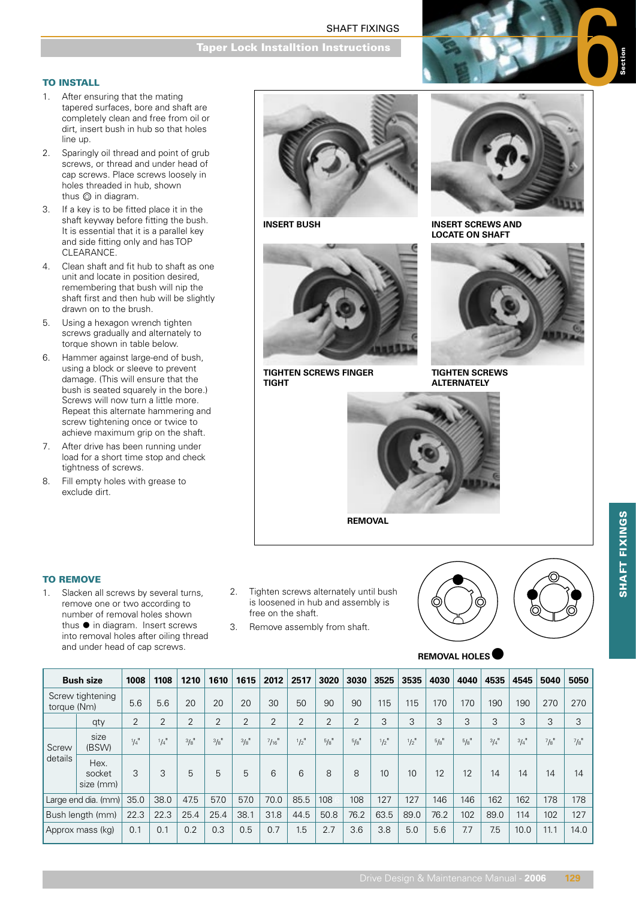# Taper Lock Installtion Instructions

## TO INSTALL

1. After ensuring that the mating tapered surfaces, bore and shaft are completely clean and free from oil or dirt, insert bush in hub so that holes line up.
2. Sparingly oil thread and point of grub screws, or thread and under head of cap screws. Place screws loosely in holes threaded in hub, shown thus ◎ in diagram.
3. If a key is to be fitted place it in the shaft keyway before fitting the bush. It is essential that it is a parallel key and side fitting only and has TOP CLEARANCE.
4. Clean shaft and fit hub to shaft as one unit and locate in position desired, remembering that bush will nip the shaft first and then hub will be slightly drawn on to the brush.
5. Using a hexagon wrench tighten screws gradually and alternately to torque shown in table below.
6. Hammer against large-end of bush, using a block or sleeve to prevent damage. (This will ensure that the bush is seated squarely in the bore.) Screws will now turn a little more. Repeat this alternate hammering and screw tightening once or twice to achieve maximum grip on the shaft.
7. After drive has been running under load for a short time stop and check tightness of screws.
8. Fill empty holes with grease to exclude dirt.

INSERT BUSH

INSERT SCREWS AND LOCATE ON SHAFT

TIGHTEN SCREWS FINGER TIGHT

TIGHTEN SCREWS ALTERNATELY

REMOVAL

## TO REMOVE

1. Slacken all screws by several turns, remove one or two according to number of removal holes shown thus ● in diagram. Insert screws into removal holes after oiling thread and under head of cap screws.
2. Tighten screws alternately until bush is loosened in hub and assembly is free on the shaft.
3. Remove assembly from shaft.

REMOVAL HOLES ●

| Bush size | | 1008 | 1108 | 1210 | 1610 | 1615 | 2012 | 2517 | 3020 | 3030 | 3525 | 3535 | 4030 | 4040 | 4535 | 4545 | 5040 | 5050 |
|---|---|---|---|---|---|---|---|---|---|---|---|---|---|---|---|---|---|---|
| Screw tightening torque (Nm) | | 5.6 | 5.6 | 20 | 20 | 20 | 30 | 50 | 90 | 90 | 115 | 115 | 170 | 170 | 190 | 190 | 270 | 270 |
| Screw details | qty | 2 | 2 | 2 | 2 | 2 | 2 | 2 | 2 | 2 | 3 | 3 | 3 | 3 | 3 | 3 | 3 | 3 |
| | size (BSW) | 1/4" | 1/4" | 3/8" | 3/8" | 3/8" | 7/16" | 1/2" | 5/8" | 5/8" | 1/2" | 1/2" | 5/8" | 5/8" | 3/4" | 3/4" | 7/8" | 7/8" |
| | Hex. socket size (mm) | 3 | 3 | 5 | 5 | 5 | 6 | 6 | 8 | 8 | 10 | 10 | 12 | 12 | 14 | 14 | 14 | 14 |
| Large end dia. (mm) | | 35.0 | 38.0 | 47.5 | 57.0 | 57.0 | 70.0 | 85.5 | 108 | 108 | 127 | 127 | 146 | 146 | 162 | 162 | 178 | 178 |
| Bush length (mm) | | 22.3 | 22.3 | 25.4 | 25.4 | 38.1 | 31.8 | 44.5 | 50.8 | 76.2 | 63.5 | 89.0 | 76.2 | 102 | 89.0 | 114 | 102 | 127 |
| Approx mass (kg) | | 0.1 | 0.1 | 0.2 | 0.3 | 0.5 | 0.7 | 1.5 | 2.7 | 3.6 | 3.8 | 5.0 | 5.6 | 7.7 | 7.5 | 10.0 | 11.1 | 14.0 |